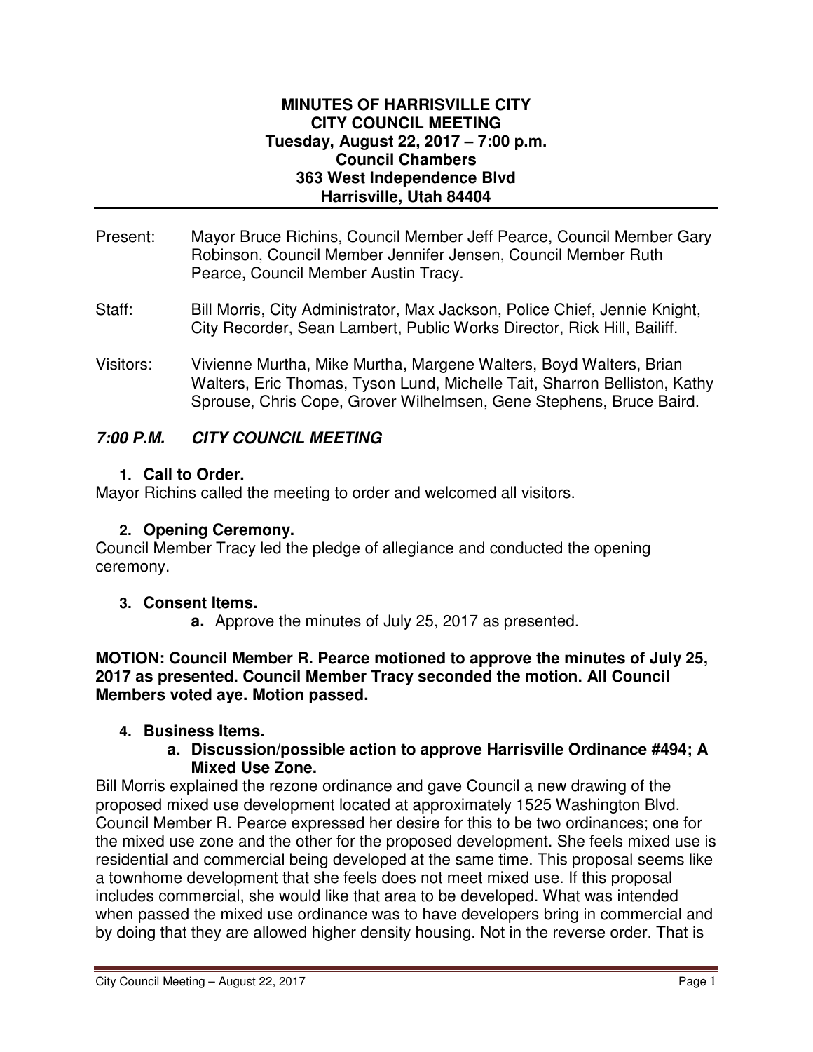**MINUTES OF HARRISVILLE CITY**
**CITY COUNCIL MEETING**
**Tuesday, August 22, 2017 – 7:00 p.m.**
**Council Chambers**
**363 West Independence Blvd**
**Harrisville, Utah 84404**

Present: Mayor Bruce Richins, Council Member Jeff Pearce, Council Member Gary Robinson, Council Member Jennifer Jensen, Council Member Ruth Pearce, Council Member Austin Tracy.

Staff: Bill Morris, City Administrator, Max Jackson, Police Chief, Jennie Knight, City Recorder, Sean Lambert, Public Works Director, Rick Hill, Bailiff.

Visitors: Vivienne Murtha, Mike Murtha, Margene Walters, Boyd Walters, Brian Walters, Eric Thomas, Tyson Lund, Michelle Tait, Sharron Belliston, Kathy Sprouse, Chris Cope, Grover Wilhelmsen, Gene Stephens, Bruce Baird.

## *7:00 P.M. CITY COUNCIL MEETING*

**1. Call to Order.**

Mayor Richins called the meeting to order and welcomed all visitors.

**2. Opening Ceremony.**

Council Member Tracy led the pledge of allegiance and conducted the opening ceremony.

**3. Consent Items.**

**a.** Approve the minutes of July 25, 2017 as presented.

**MOTION: Council Member R. Pearce motioned to approve the minutes of July 25, 2017 as presented. Council Member Tracy seconded the motion. All Council Members voted aye. Motion passed.**

**4. Business Items.**

**a. Discussion/possible action to approve Harrisville Ordinance #494; A Mixed Use Zone.**

Bill Morris explained the rezone ordinance and gave Council a new drawing of the proposed mixed use development located at approximately 1525 Washington Blvd. Council Member R. Pearce expressed her desire for this to be two ordinances; one for the mixed use zone and the other for the proposed development. She feels mixed use is residential and commercial being developed at the same time. This proposal seems like a townhome development that she feels does not meet mixed use. If this proposal includes commercial, she would like that area to be developed. What was intended when passed the mixed use ordinance was to have developers bring in commercial and by doing that they are allowed higher density housing. Not in the reverse order. That is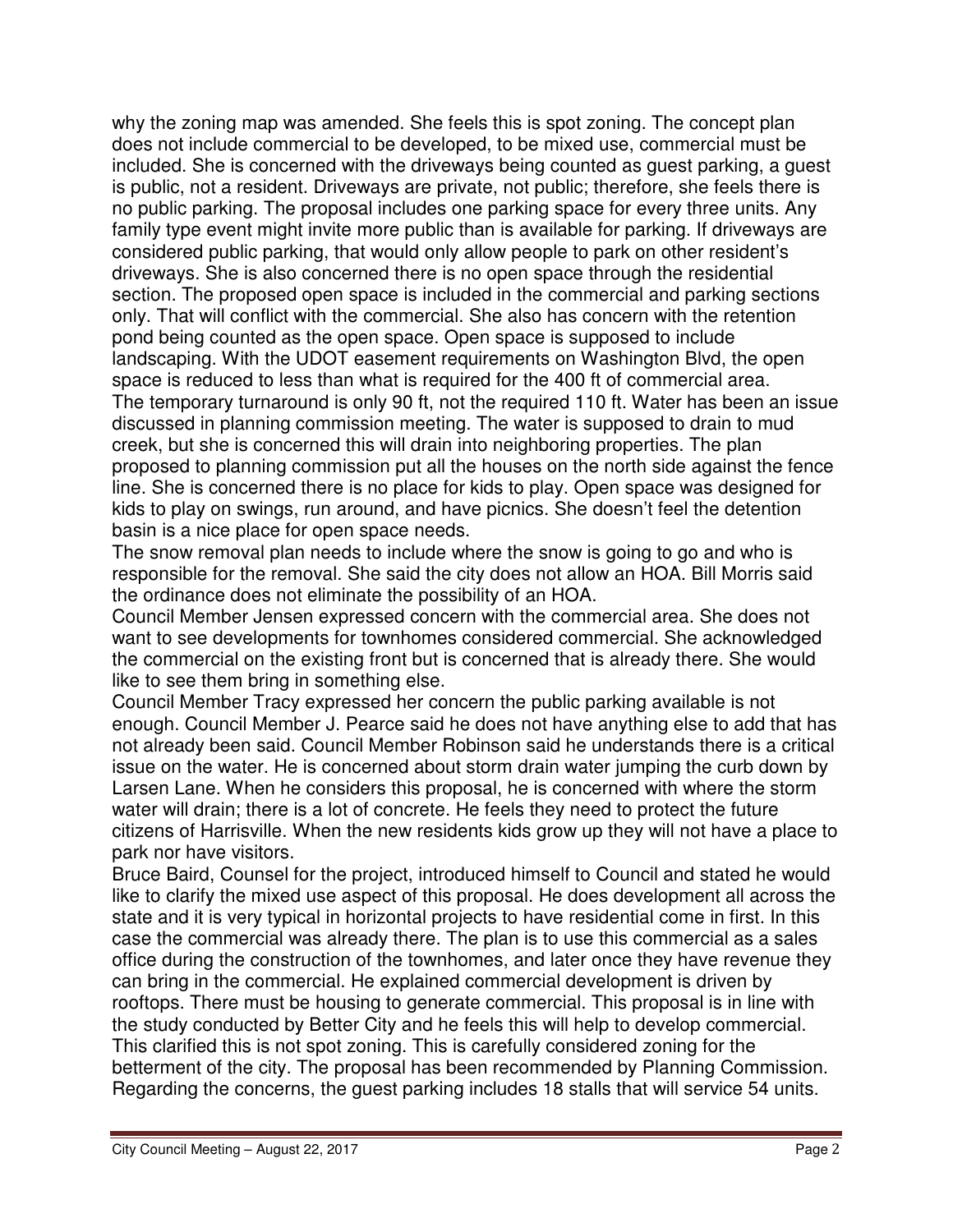why the zoning map was amended. She feels this is spot zoning. The concept plan does not include commercial to be developed, to be mixed use, commercial must be included. She is concerned with the driveways being counted as guest parking, a guest is public, not a resident. Driveways are private, not public; therefore, she feels there is no public parking. The proposal includes one parking space for every three units. Any family type event might invite more public than is available for parking. If driveways are considered public parking, that would only allow people to park on other resident's driveways. She is also concerned there is no open space through the residential section. The proposed open space is included in the commercial and parking sections only. That will conflict with the commercial. She also has concern with the retention pond being counted as the open space. Open space is supposed to include landscaping. With the UDOT easement requirements on Washington Blvd, the open space is reduced to less than what is required for the 400 ft of commercial area. The temporary turnaround is only 90 ft, not the required 110 ft. Water has been an issue discussed in planning commission meeting. The water is supposed to drain to mud creek, but she is concerned this will drain into neighboring properties. The plan proposed to planning commission put all the houses on the north side against the fence line. She is concerned there is no place for kids to play. Open space was designed for kids to play on swings, run around, and have picnics. She doesn't feel the detention basin is a nice place for open space needs.

The snow removal plan needs to include where the snow is going to go and who is responsible for the removal. She said the city does not allow an HOA. Bill Morris said the ordinance does not eliminate the possibility of an HOA.

Council Member Jensen expressed concern with the commercial area. She does not want to see developments for townhomes considered commercial. She acknowledged the commercial on the existing front but is concerned that is already there. She would like to see them bring in something else.

Council Member Tracy expressed her concern the public parking available is not enough. Council Member J. Pearce said he does not have anything else to add that has not already been said. Council Member Robinson said he understands there is a critical issue on the water. He is concerned about storm drain water jumping the curb down by Larsen Lane. When he considers this proposal, he is concerned with where the storm water will drain; there is a lot of concrete. He feels they need to protect the future citizens of Harrisville. When the new residents kids grow up they will not have a place to park nor have visitors.

Bruce Baird, Counsel for the project, introduced himself to Council and stated he would like to clarify the mixed use aspect of this proposal. He does development all across the state and it is very typical in horizontal projects to have residential come in first. In this case the commercial was already there. The plan is to use this commercial as a sales office during the construction of the townhomes, and later once they have revenue they can bring in the commercial. He explained commercial development is driven by rooftops. There must be housing to generate commercial. This proposal is in line with the study conducted by Better City and he feels this will help to develop commercial. This clarified this is not spot zoning. This is carefully considered zoning for the betterment of the city. The proposal has been recommended by Planning Commission. Regarding the concerns, the guest parking includes 18 stalls that will service 54 units.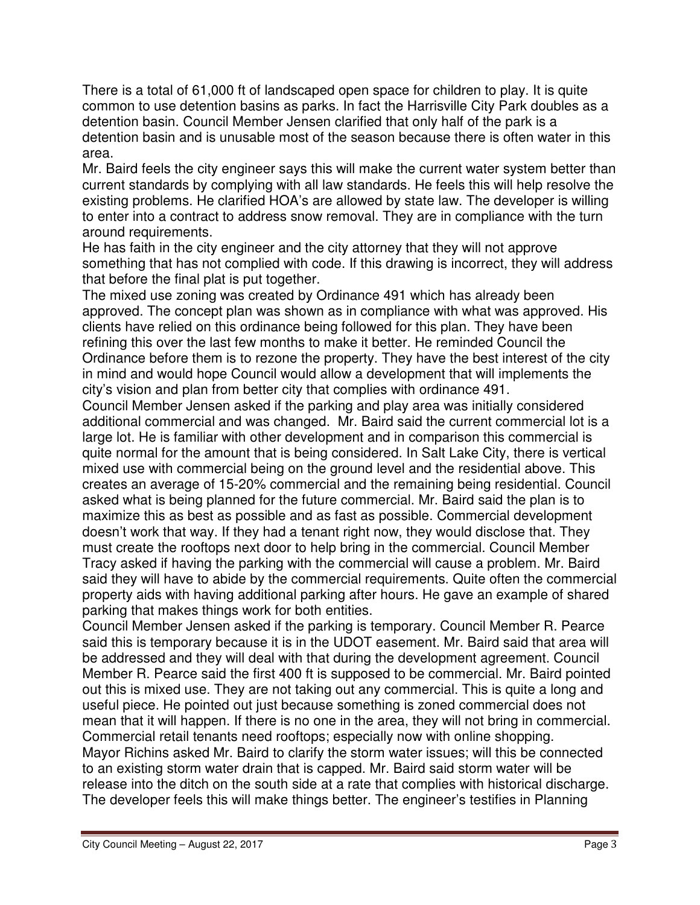There is a total of 61,000 ft of landscaped open space for children to play. It is quite common to use detention basins as parks. In fact the Harrisville City Park doubles as a detention basin. Council Member Jensen clarified that only half of the park is a detention basin and is unusable most of the season because there is often water in this area.

Mr. Baird feels the city engineer says this will make the current water system better than current standards by complying with all law standards. He feels this will help resolve the existing problems. He clarified HOA's are allowed by state law. The developer is willing to enter into a contract to address snow removal. They are in compliance with the turn around requirements.

He has faith in the city engineer and the city attorney that they will not approve something that has not complied with code. If this drawing is incorrect, they will address that before the final plat is put together.

The mixed use zoning was created by Ordinance 491 which has already been approved. The concept plan was shown as in compliance with what was approved. His clients have relied on this ordinance being followed for this plan. They have been refining this over the last few months to make it better. He reminded Council the Ordinance before them is to rezone the property. They have the best interest of the city in mind and would hope Council would allow a development that will implements the city's vision and plan from better city that complies with ordinance 491.

Council Member Jensen asked if the parking and play area was initially considered additional commercial and was changed. Mr. Baird said the current commercial lot is a large lot. He is familiar with other development and in comparison this commercial is quite normal for the amount that is being considered. In Salt Lake City, there is vertical mixed use with commercial being on the ground level and the residential above. This creates an average of 15-20% commercial and the remaining being residential. Council asked what is being planned for the future commercial. Mr. Baird said the plan is to maximize this as best as possible and as fast as possible. Commercial development doesn't work that way. If they had a tenant right now, they would disclose that. They must create the rooftops next door to help bring in the commercial. Council Member Tracy asked if having the parking with the commercial will cause a problem. Mr. Baird said they will have to abide by the commercial requirements. Quite often the commercial property aids with having additional parking after hours. He gave an example of shared parking that makes things work for both entities.

Council Member Jensen asked if the parking is temporary. Council Member R. Pearce said this is temporary because it is in the UDOT easement. Mr. Baird said that area will be addressed and they will deal with that during the development agreement. Council Member R. Pearce said the first 400 ft is supposed to be commercial. Mr. Baird pointed out this is mixed use. They are not taking out any commercial. This is quite a long and useful piece. He pointed out just because something is zoned commercial does not mean that it will happen. If there is no one in the area, they will not bring in commercial. Commercial retail tenants need rooftops; especially now with online shopping.

Mayor Richins asked Mr. Baird to clarify the storm water issues; will this be connected to an existing storm water drain that is capped. Mr. Baird said storm water will be release into the ditch on the south side at a rate that complies with historical discharge. The developer feels this will make things better. The engineer's testifies in Planning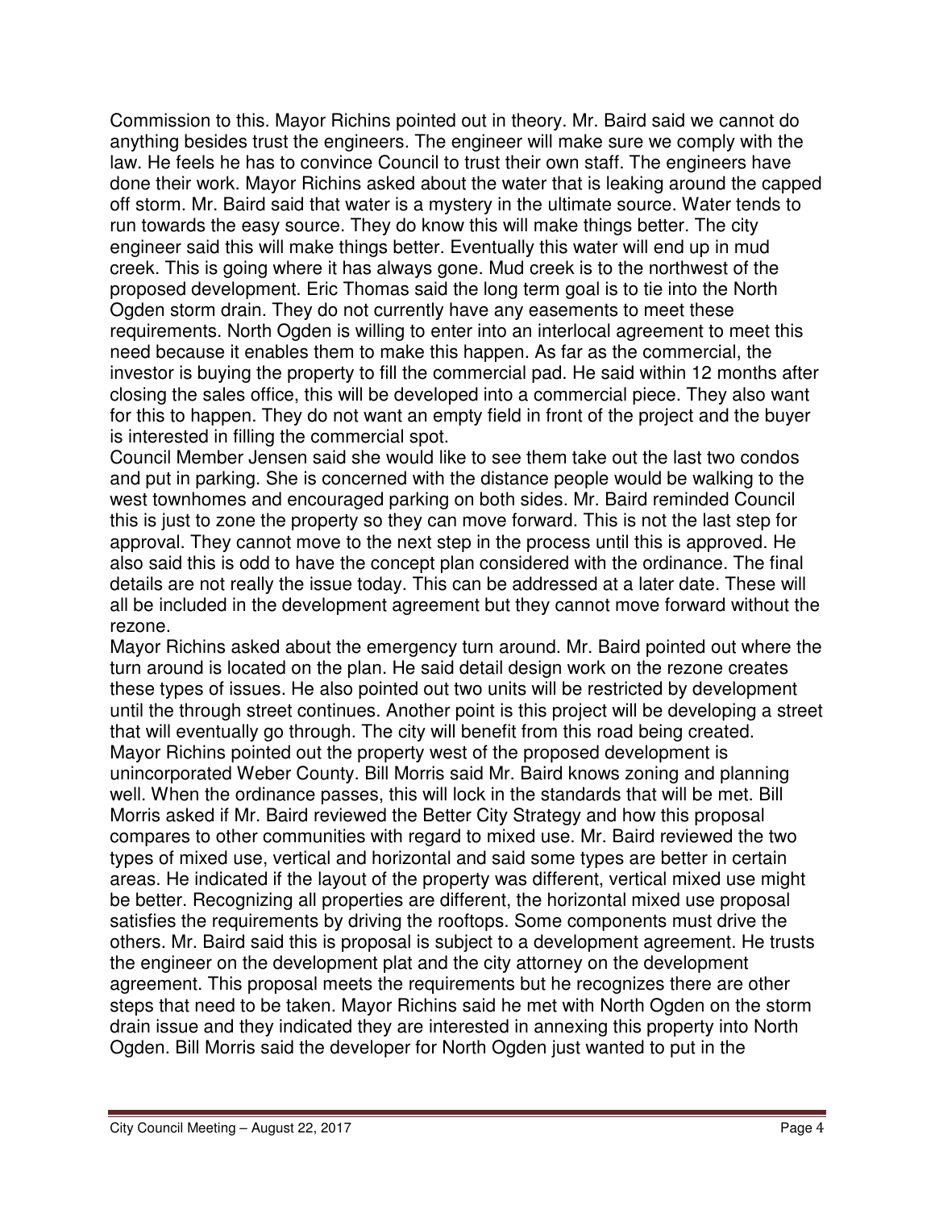Commission to this. Mayor Richins pointed out in theory. Mr. Baird said we cannot do anything besides trust the engineers. The engineer will make sure we comply with the law. He feels he has to convince Council to trust their own staff. The engineers have done their work. Mayor Richins asked about the water that is leaking around the capped off storm. Mr. Baird said that water is a mystery in the ultimate source. Water tends to run towards the easy source. They do know this will make things better. The city engineer said this will make things better. Eventually this water will end up in mud creek. This is going where it has always gone. Mud creek is to the northwest of the proposed development. Eric Thomas said the long term goal is to tie into the North Ogden storm drain. They do not currently have any easements to meet these requirements. North Ogden is willing to enter into an interlocal agreement to meet this need because it enables them to make this happen. As far as the commercial, the investor is buying the property to fill the commercial pad. He said within 12 months after closing the sales office, this will be developed into a commercial piece. They also want for this to happen. They do not want an empty field in front of the project and the buyer is interested in filling the commercial spot.

Council Member Jensen said she would like to see them take out the last two condos and put in parking. She is concerned with the distance people would be walking to the west townhomes and encouraged parking on both sides. Mr. Baird reminded Council this is just to zone the property so they can move forward. This is not the last step for approval. They cannot move to the next step in the process until this is approved. He also said this is odd to have the concept plan considered with the ordinance. The final details are not really the issue today. This can be addressed at a later date. These will all be included in the development agreement but they cannot move forward without the rezone.

Mayor Richins asked about the emergency turn around. Mr. Baird pointed out where the turn around is located on the plan. He said detail design work on the rezone creates these types of issues. He also pointed out two units will be restricted by development until the through street continues. Another point is this project will be developing a street that will eventually go through. The city will benefit from this road being created. Mayor Richins pointed out the property west of the proposed development is unincorporated Weber County. Bill Morris said Mr. Baird knows zoning and planning well. When the ordinance passes, this will lock in the standards that will be met. Bill Morris asked if Mr. Baird reviewed the Better City Strategy and how this proposal compares to other communities with regard to mixed use. Mr. Baird reviewed the two types of mixed use, vertical and horizontal and said some types are better in certain areas. He indicated if the layout of the property was different, vertical mixed use might be better. Recognizing all properties are different, the horizontal mixed use proposal satisfies the requirements by driving the rooftops. Some components must drive the others. Mr. Baird said this is proposal is subject to a development agreement. He trusts the engineer on the development plat and the city attorney on the development agreement. This proposal meets the requirements but he recognizes there are other steps that need to be taken. Mayor Richins said he met with North Ogden on the storm drain issue and they indicated they are interested in annexing this property into North Ogden. Bill Morris said the developer for North Ogden just wanted to put in the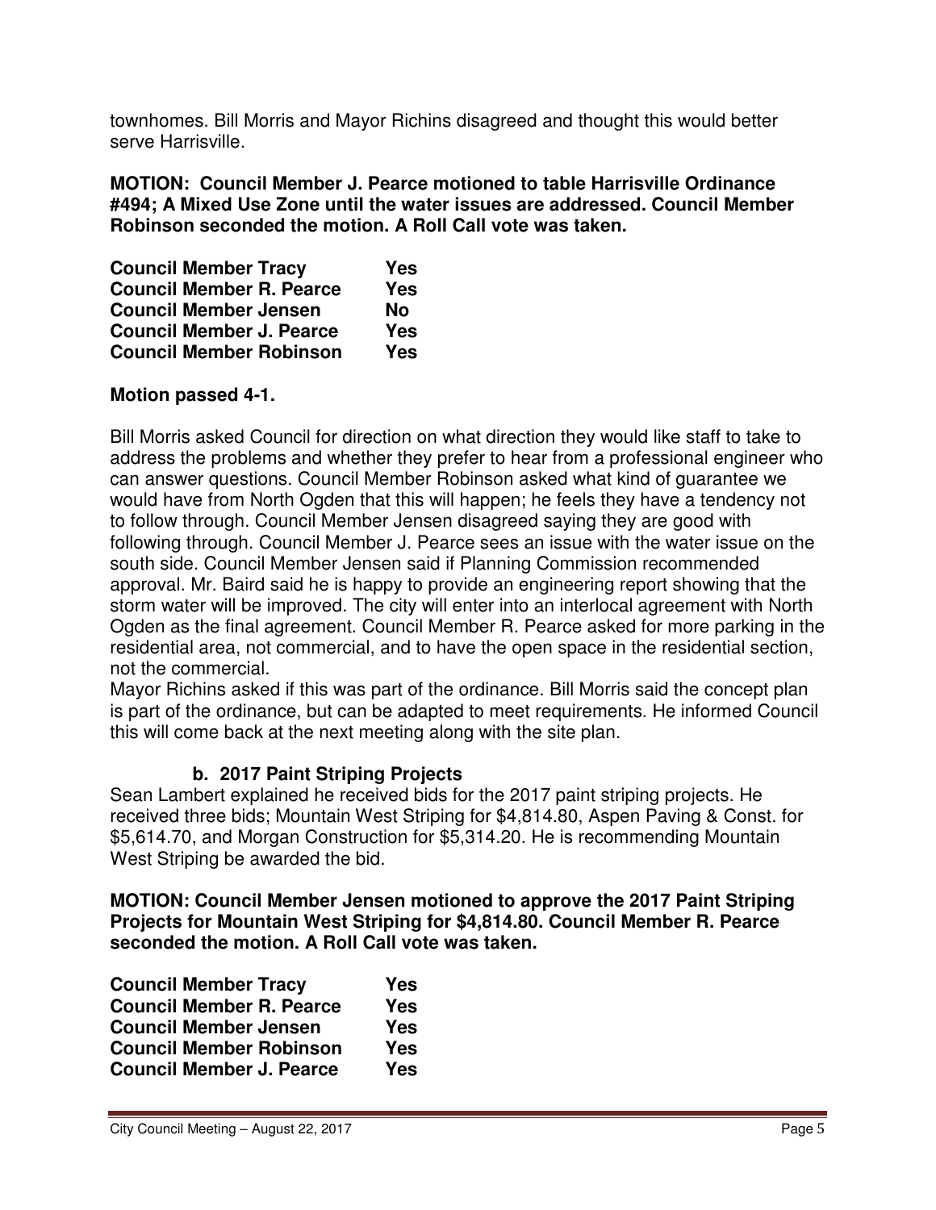townhomes. Bill Morris and Mayor Richins disagreed and thought this would better serve Harrisville.

**MOTION: Council Member J. Pearce motioned to table Harrisville Ordinance #494; A Mixed Use Zone until the water issues are addressed. Council Member Robinson seconded the motion. A Roll Call vote was taken.**

| | |
|---|---|
| **Council Member Tracy** | **Yes** |
| **Council Member R. Pearce** | **Yes** |
| **Council Member Jensen** | **No** |
| **Council Member J. Pearce** | **Yes** |
| **Council Member Robinson** | **Yes** |

**Motion passed 4-1.**

Bill Morris asked Council for direction on what direction they would like staff to take to address the problems and whether they prefer to hear from a professional engineer who can answer questions. Council Member Robinson asked what kind of guarantee we would have from North Ogden that this will happen; he feels they have a tendency not to follow through. Council Member Jensen disagreed saying they are good with following through. Council Member J. Pearce sees an issue with the water issue on the south side. Council Member Jensen said if Planning Commission recommended approval. Mr. Baird said he is happy to provide an engineering report showing that the storm water will be improved. The city will enter into an interlocal agreement with North Ogden as the final agreement. Council Member R. Pearce asked for more parking in the residential area, not commercial, and to have the open space in the residential section, not the commercial.
Mayor Richins asked if this was part of the ordinance. Bill Morris said the concept plan is part of the ordinance, but can be adapted to meet requirements. He informed Council this will come back at the next meeting along with the site plan.

### b. 2017 Paint Striping Projects

Sean Lambert explained he received bids for the 2017 paint striping projects. He received three bids; Mountain West Striping for $4,814.80, Aspen Paving & Const. for $5,614.70, and Morgan Construction for $5,314.20. He is recommending Mountain West Striping be awarded the bid.

**MOTION: Council Member Jensen motioned to approve the 2017 Paint Striping Projects for Mountain West Striping for $4,814.80. Council Member R. Pearce seconded the motion. A Roll Call vote was taken.**

| | |
|---|---|
| **Council Member Tracy** | **Yes** |
| **Council Member R. Pearce** | **Yes** |
| **Council Member Jensen** | **Yes** |
| **Council Member Robinson** | **Yes** |
| **Council Member J. Pearce** | **Yes** |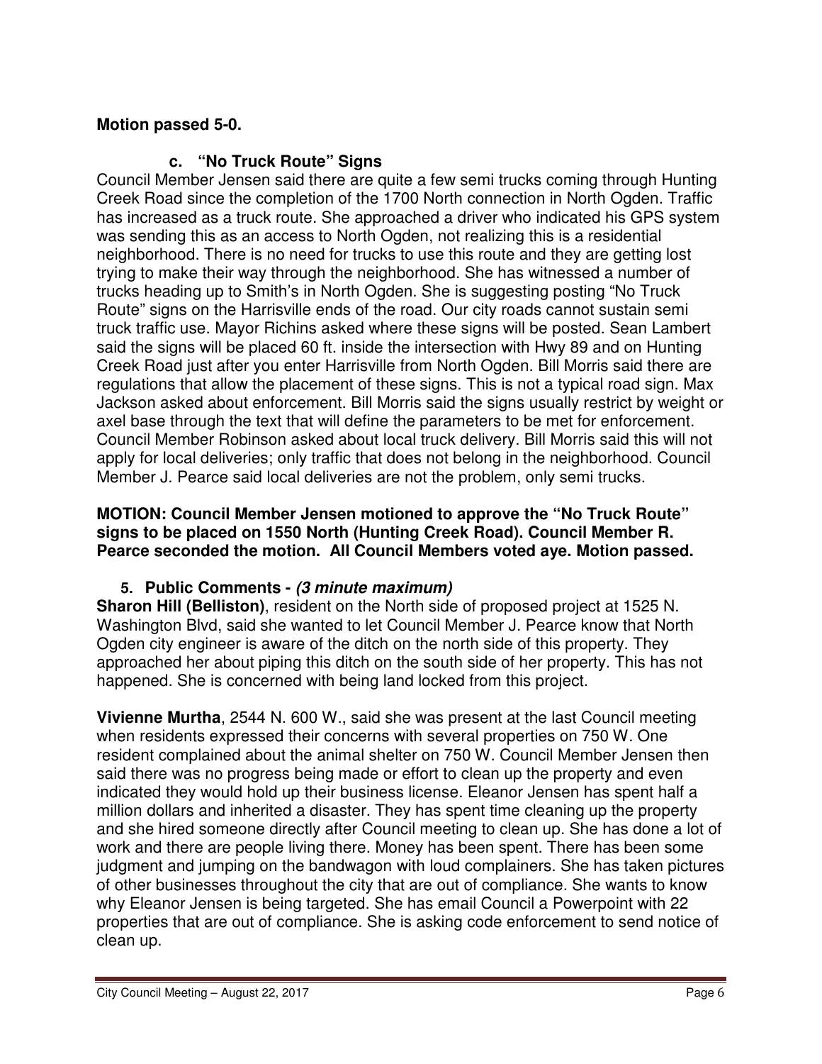**Motion passed 5-0.**

### c. "No Truck Route" Signs

Council Member Jensen said there are quite a few semi trucks coming through Hunting Creek Road since the completion of the 1700 North connection in North Ogden. Traffic has increased as a truck route. She approached a driver who indicated his GPS system was sending this as an access to North Ogden, not realizing this is a residential neighborhood. There is no need for trucks to use this route and they are getting lost trying to make their way through the neighborhood. She has witnessed a number of trucks heading up to Smith's in North Ogden. She is suggesting posting "No Truck Route" signs on the Harrisville ends of the road. Our city roads cannot sustain semi truck traffic use. Mayor Richins asked where these signs will be posted. Sean Lambert said the signs will be placed 60 ft. inside the intersection with Hwy 89 and on Hunting Creek Road just after you enter Harrisville from North Ogden. Bill Morris said there are regulations that allow the placement of these signs. This is not a typical road sign. Max Jackson asked about enforcement. Bill Morris said the signs usually restrict by weight or axel base through the text that will define the parameters to be met for enforcement. Council Member Robinson asked about local truck delivery. Bill Morris said this will not apply for local deliveries; only traffic that does not belong in the neighborhood. Council Member J. Pearce said local deliveries are not the problem, only semi trucks.

**MOTION: Council Member Jensen motioned to approve the "No Truck Route" signs to be placed on 1550 North (Hunting Creek Road). Council Member R. Pearce seconded the motion. All Council Members voted aye. Motion passed.**

## 5. Public Comments - *(3 minute maximum)*

**Sharon Hill (Belliston)**, resident on the North side of proposed project at 1525 N. Washington Blvd, said she wanted to let Council Member J. Pearce know that North Ogden city engineer is aware of the ditch on the north side of this property. They approached her about piping this ditch on the south side of her property. This has not happened. She is concerned with being land locked from this project.

**Vivienne Murtha**, 2544 N. 600 W., said she was present at the last Council meeting when residents expressed their concerns with several properties on 750 W. One resident complained about the animal shelter on 750 W. Council Member Jensen then said there was no progress being made or effort to clean up the property and even indicated they would hold up their business license. Eleanor Jensen has spent half a million dollars and inherited a disaster. They has spent time cleaning up the property and she hired someone directly after Council meeting to clean up. She has done a lot of work and there are people living there. Money has been spent. There has been some judgment and jumping on the bandwagon with loud complainers. She has taken pictures of other businesses throughout the city that are out of compliance. She wants to know why Eleanor Jensen is being targeted. She has email Council a Powerpoint with 22 properties that are out of compliance. She is asking code enforcement to send notice of clean up.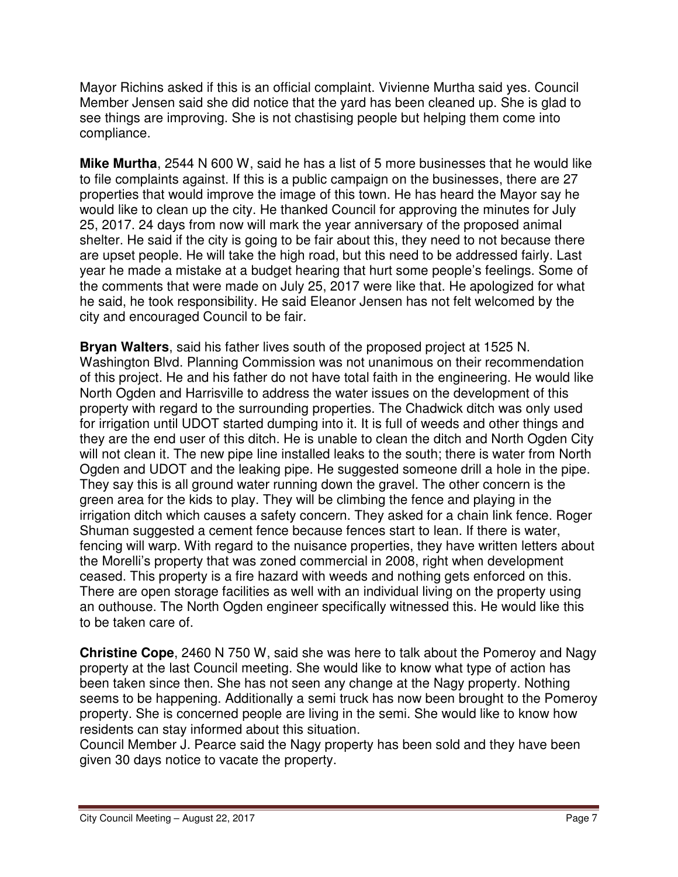Mayor Richins asked if this is an official complaint. Vivienne Murtha said yes. Council Member Jensen said she did notice that the yard has been cleaned up. She is glad to see things are improving. She is not chastising people but helping them come into compliance.

**Mike Murtha**, 2544 N 600 W, said he has a list of 5 more businesses that he would like to file complaints against. If this is a public campaign on the businesses, there are 27 properties that would improve the image of this town. He has heard the Mayor say he would like to clean up the city. He thanked Council for approving the minutes for July 25, 2017. 24 days from now will mark the year anniversary of the proposed animal shelter. He said if the city is going to be fair about this, they need to not because there are upset people. He will take the high road, but this need to be addressed fairly. Last year he made a mistake at a budget hearing that hurt some people's feelings. Some of the comments that were made on July 25, 2017 were like that. He apologized for what he said, he took responsibility. He said Eleanor Jensen has not felt welcomed by the city and encouraged Council to be fair.

**Bryan Walters**, said his father lives south of the proposed project at 1525 N. Washington Blvd. Planning Commission was not unanimous on their recommendation of this project. He and his father do not have total faith in the engineering. He would like North Ogden and Harrisville to address the water issues on the development of this property with regard to the surrounding properties. The Chadwick ditch was only used for irrigation until UDOT started dumping into it. It is full of weeds and other things and they are the end user of this ditch. He is unable to clean the ditch and North Ogden City will not clean it. The new pipe line installed leaks to the south; there is water from North Ogden and UDOT and the leaking pipe. He suggested someone drill a hole in the pipe. They say this is all ground water running down the gravel. The other concern is the green area for the kids to play. They will be climbing the fence and playing in the irrigation ditch which causes a safety concern. They asked for a chain link fence. Roger Shuman suggested a cement fence because fences start to lean. If there is water, fencing will warp. With regard to the nuisance properties, they have written letters about the Morelli's property that was zoned commercial in 2008, right when development ceased. This property is a fire hazard with weeds and nothing gets enforced on this. There are open storage facilities as well with an individual living on the property using an outhouse. The North Ogden engineer specifically witnessed this. He would like this to be taken care of.

**Christine Cope**, 2460 N 750 W, said she was here to talk about the Pomeroy and Nagy property at the last Council meeting. She would like to know what type of action has been taken since then. She has not seen any change at the Nagy property. Nothing seems to be happening. Additionally a semi truck has now been brought to the Pomeroy property. She is concerned people are living in the semi. She would like to know how residents can stay informed about this situation.
Council Member J. Pearce said the Nagy property has been sold and they have been given 30 days notice to vacate the property.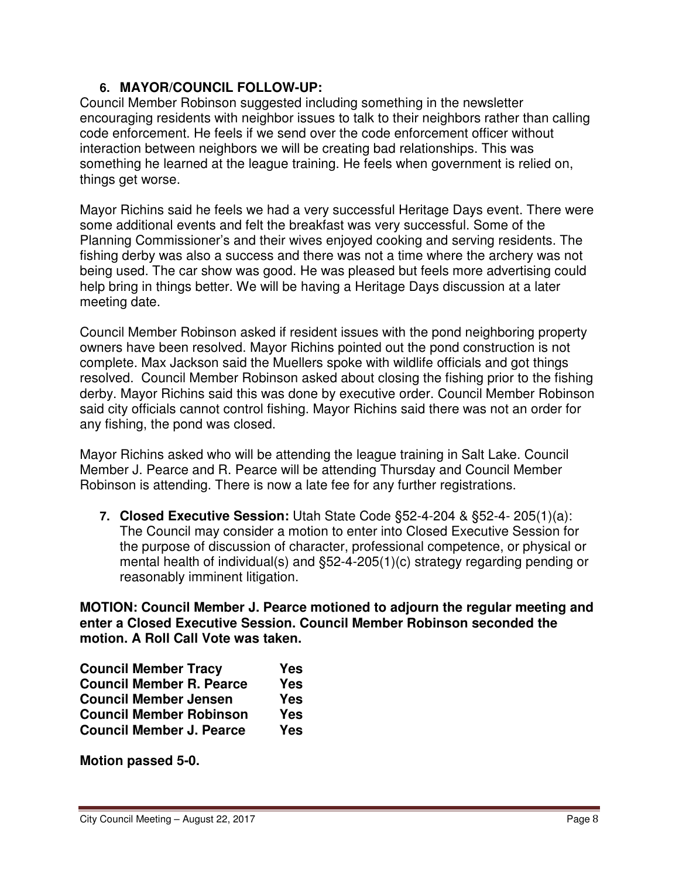## 6. MAYOR/COUNCIL FOLLOW-UP:

Council Member Robinson suggested including something in the newsletter encouraging residents with neighbor issues to talk to their neighbors rather than calling code enforcement. He feels if we send over the code enforcement officer without interaction between neighbors we will be creating bad relationships. This was something he learned at the league training. He feels when government is relied on, things get worse.

Mayor Richins said he feels we had a very successful Heritage Days event. There were some additional events and felt the breakfast was very successful. Some of the Planning Commissioner's and their wives enjoyed cooking and serving residents. The fishing derby was also a success and there was not a time where the archery was not being used. The car show was good. He was pleased but feels more advertising could help bring in things better. We will be having a Heritage Days discussion at a later meeting date.

Council Member Robinson asked if resident issues with the pond neighboring property owners have been resolved. Mayor Richins pointed out the pond construction is not complete. Max Jackson said the Muellers spoke with wildlife officials and got things resolved. Council Member Robinson asked about closing the fishing prior to the fishing derby. Mayor Richins said this was done by executive order. Council Member Robinson said city officials cannot control fishing. Mayor Richins said there was not an order for any fishing, the pond was closed.

Mayor Richins asked who will be attending the league training in Salt Lake. Council Member J. Pearce and R. Pearce will be attending Thursday and Council Member Robinson is attending. There is now a late fee for any further registrations.

7. **Closed Executive Session:** Utah State Code §52-4-204 & §52-4- 205(1)(a): The Council may consider a motion to enter into Closed Executive Session for the purpose of discussion of character, professional competence, or physical or mental health of individual(s) and §52-4-205(1)(c) strategy regarding pending or reasonably imminent litigation.

**MOTION: Council Member J. Pearce motioned to adjourn the regular meeting and enter a Closed Executive Session. Council Member Robinson seconded the motion. A Roll Call Vote was taken.**

| | |
|---|---|
| **Council Member Tracy** | **Yes** |
| **Council Member R. Pearce** | **Yes** |
| **Council Member Jensen** | **Yes** |
| **Council Member Robinson** | **Yes** |
| **Council Member J. Pearce** | **Yes** |

**Motion passed 5-0.**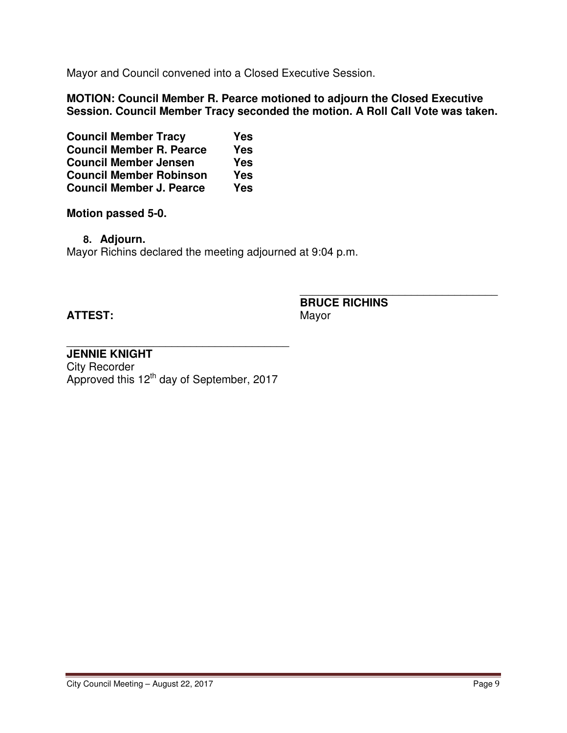Mayor and Council convened into a Closed Executive Session.

**MOTION: Council Member R. Pearce motioned to adjourn the Closed Executive Session. Council Member Tracy seconded the motion. A Roll Call Vote was taken.**

| | |
|---|---|
| **Council Member Tracy** | **Yes** |
| **Council Member R. Pearce** | **Yes** |
| **Council Member Jensen** | **Yes** |
| **Council Member Robinson** | **Yes** |
| **Council Member J. Pearce** | **Yes** |

**Motion passed 5-0.**

**8. Adjourn.**

Mayor Richins declared the meeting adjourned at 9:04 p.m.

\_\_\_\_\_\_\_\_\_\_\_\_\_\_\_\_\_\_\_\_\_\_\_\_\_\_\_\_\_\_\_\_\_\_\_

**BRUCE RICHINS**
Mayor

**ATTEST:**

\_\_\_\_\_\_\_\_\_\_\_\_\_\_\_\_\_\_\_\_\_\_\_\_\_\_\_\_\_\_\_\_\_\_\_\_\_\_\_\_

**JENNIE KNIGHT**
City Recorder
Approved this 12th day of September, 2017